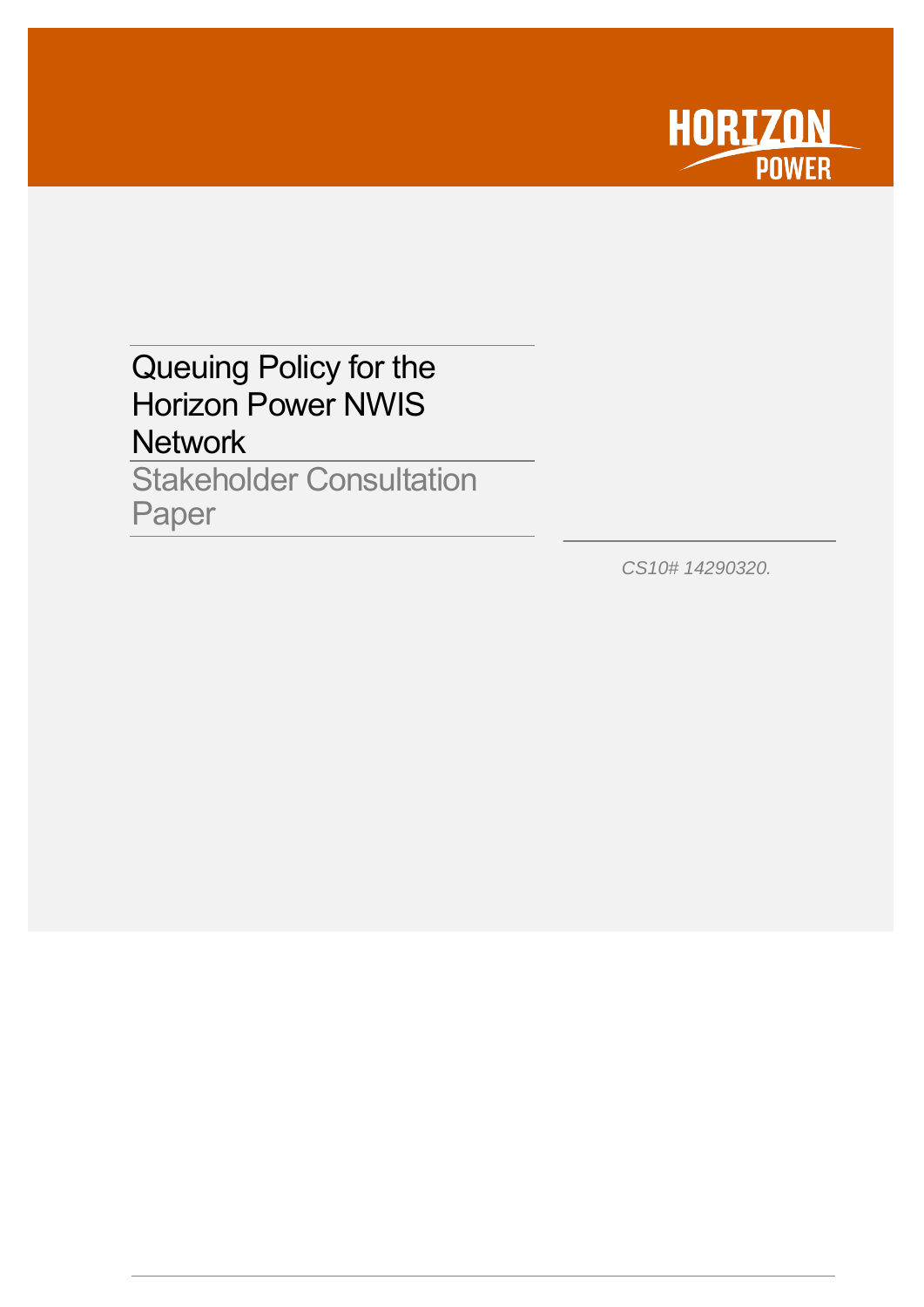HORIZON POWER

# Queuing Policy for the Horizon Power NWIS Network

## Stakeholder Consultation Paper

*CS10# 14290320.*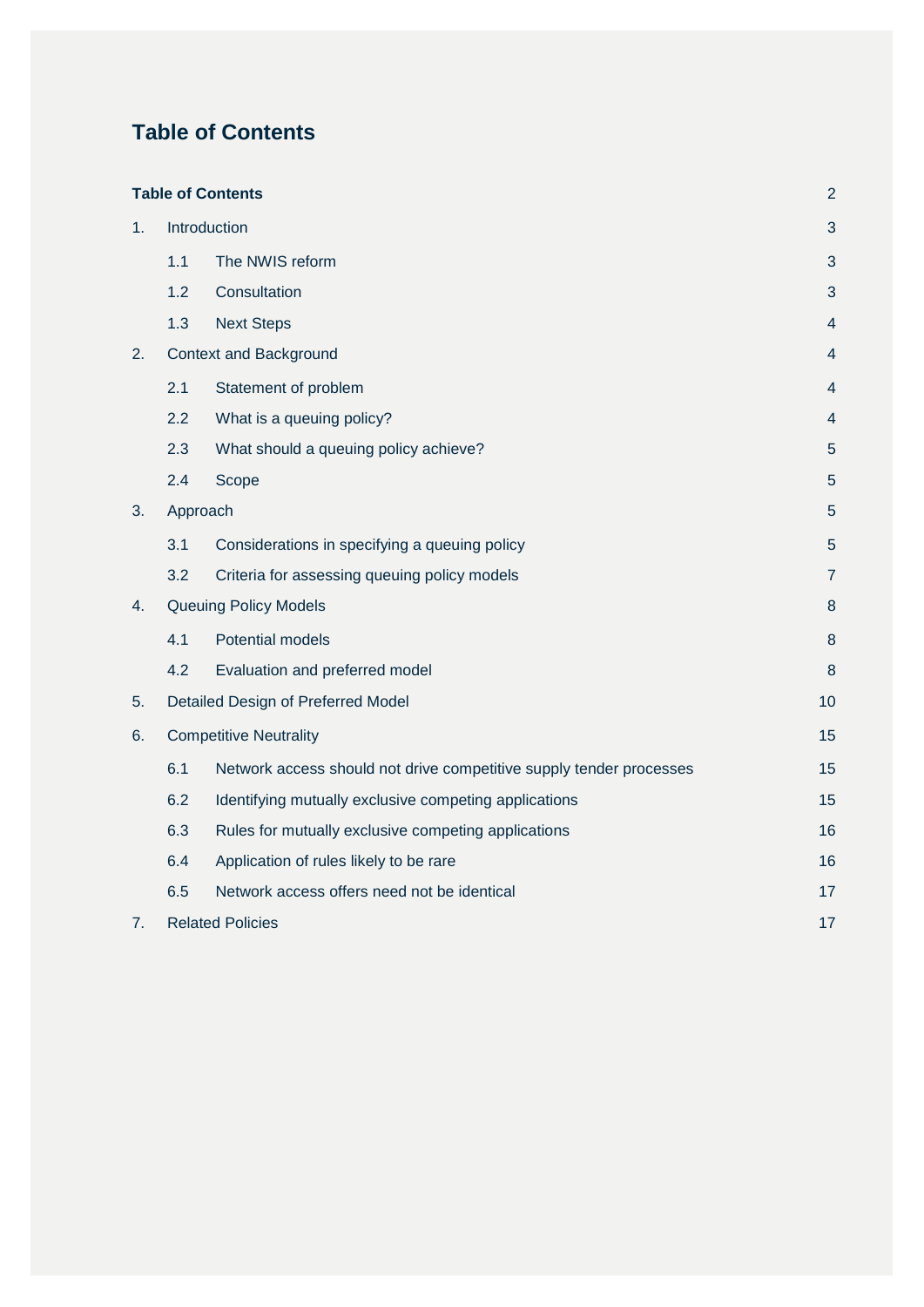# Table of Contents

| | | |
|---|---|---|
| **Table of Contents** | | 2 |
| 1. | Introduction | 3 |
| | 1.1 The NWIS reform | 3 |
| | 1.2 Consultation | 3 |
| | 1.3 Next Steps | 4 |
| 2. | Context and Background | 4 |
| | 2.1 Statement of problem | 4 |
| | 2.2 What is a queuing policy? | 4 |
| | 2.3 What should a queuing policy achieve? | 5 |
| | 2.4 Scope | 5 |
| 3. | Approach | 5 |
| | 3.1 Considerations in specifying a queuing policy | 5 |
| | 3.2 Criteria for assessing queuing policy models | 7 |
| 4. | Queuing Policy Models | 8 |
| | 4.1 Potential models | 8 |
| | 4.2 Evaluation and preferred model | 8 |
| 5. | Detailed Design of Preferred Model | 10 |
| 6. | Competitive Neutrality | 15 |
| | 6.1 Network access should not drive competitive supply tender processes | 15 |
| | 6.2 Identifying mutually exclusive competing applications | 15 |
| | 6.3 Rules for mutually exclusive competing applications | 16 |
| | 6.4 Application of rules likely to be rare | 16 |
| | 6.5 Network access offers need not be identical | 17 |
| 7. | Related Policies | 17 |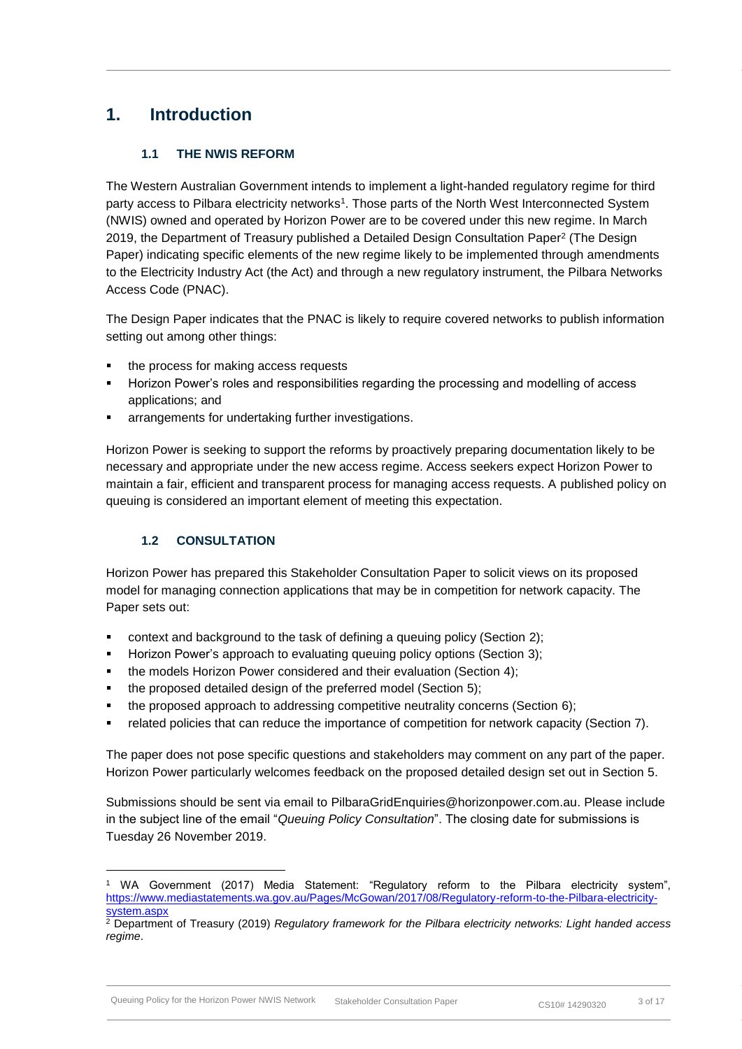# 1. Introduction

## 1.1 THE NWIS REFORM

The Western Australian Government intends to implement a light-handed regulatory regime for third party access to Pilbara electricity networks[1]. Those parts of the North West Interconnected System (NWIS) owned and operated by Horizon Power are to be covered under this new regime. In March 2019, the Department of Treasury published a Detailed Design Consultation Paper[2] (The Design Paper) indicating specific elements of the new regime likely to be implemented through amendments to the Electricity Industry Act (the Act) and through a new regulatory instrument, the Pilbara Networks Access Code (PNAC).

The Design Paper indicates that the PNAC is likely to require covered networks to publish information setting out among other things:

- the process for making access requests
- Horizon Power's roles and responsibilities regarding the processing and modelling of access applications; and
- arrangements for undertaking further investigations.

Horizon Power is seeking to support the reforms by proactively preparing documentation likely to be necessary and appropriate under the new access regime. Access seekers expect Horizon Power to maintain a fair, efficient and transparent process for managing access requests. A published policy on queuing is considered an important element of meeting this expectation.

## 1.2 CONSULTATION

Horizon Power has prepared this Stakeholder Consultation Paper to solicit views on its proposed model for managing connection applications that may be in competition for network capacity. The Paper sets out:

- context and background to the task of defining a queuing policy (Section 2);
- Horizon Power's approach to evaluating queuing policy options (Section 3);
- the models Horizon Power considered and their evaluation (Section 4);
- the proposed detailed design of the preferred model (Section 5);
- the proposed approach to addressing competitive neutrality concerns (Section 6);
- related policies that can reduce the importance of competition for network capacity (Section 7).

The paper does not pose specific questions and stakeholders may comment on any part of the paper. Horizon Power particularly welcomes feedback on the proposed detailed design set out in Section 5.

Submissions should be sent via email to PilbaraGridEnquiries@horizonpower.com.au. Please include in the subject line of the email "*Queuing Policy Consultation*". The closing date for submissions is Tuesday 26 November 2019.

---

[1] WA Government (2017) Media Statement: "Regulatory reform to the Pilbara electricity system", https://www.mediastatements.wa.gov.au/Pages/McGowan/2017/08/Regulatory-reform-to-the-Pilbara-electricity-system.aspx

[2] Department of Treasury (2019) *Regulatory framework for the Pilbara electricity networks: Light handed access regime*.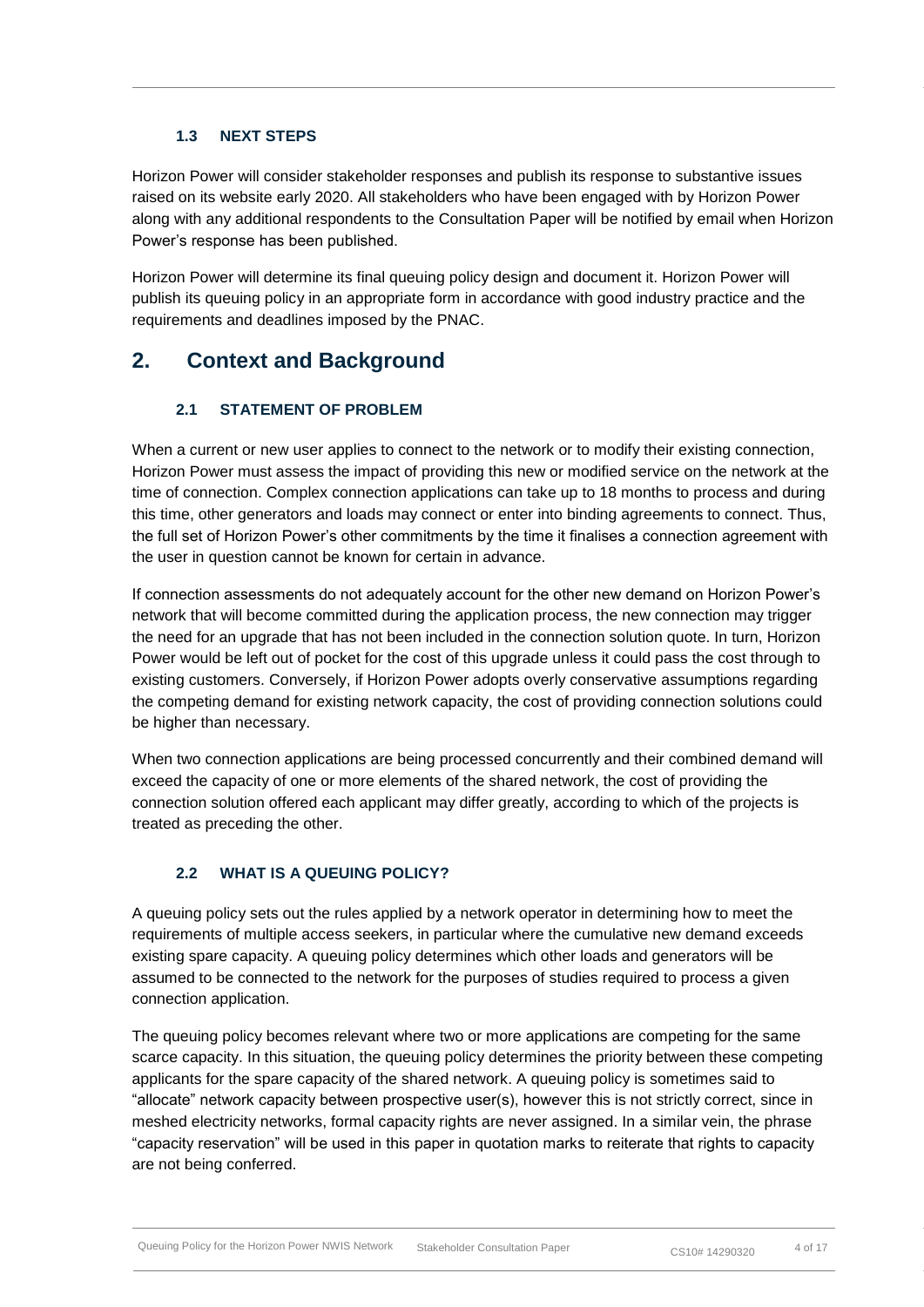### 1.3 NEXT STEPS

Horizon Power will consider stakeholder responses and publish its response to substantive issues raised on its website early 2020. All stakeholders who have been engaged with by Horizon Power along with any additional respondents to the Consultation Paper will be notified by email when Horizon Power's response has been published.

Horizon Power will determine its final queuing policy design and document it. Horizon Power will publish its queuing policy in an appropriate form in accordance with good industry practice and the requirements and deadlines imposed by the PNAC.

## 2. Context and Background

### 2.1 STATEMENT OF PROBLEM

When a current or new user applies to connect to the network or to modify their existing connection, Horizon Power must assess the impact of providing this new or modified service on the network at the time of connection. Complex connection applications can take up to 18 months to process and during this time, other generators and loads may connect or enter into binding agreements to connect. Thus, the full set of Horizon Power's other commitments by the time it finalises a connection agreement with the user in question cannot be known for certain in advance.

If connection assessments do not adequately account for the other new demand on Horizon Power's network that will become committed during the application process, the new connection may trigger the need for an upgrade that has not been included in the connection solution quote. In turn, Horizon Power would be left out of pocket for the cost of this upgrade unless it could pass the cost through to existing customers. Conversely, if Horizon Power adopts overly conservative assumptions regarding the competing demand for existing network capacity, the cost of providing connection solutions could be higher than necessary.

When two connection applications are being processed concurrently and their combined demand will exceed the capacity of one or more elements of the shared network, the cost of providing the connection solution offered each applicant may differ greatly, according to which of the projects is treated as preceding the other.

### 2.2 WHAT IS A QUEUING POLICY?

A queuing policy sets out the rules applied by a network operator in determining how to meet the requirements of multiple access seekers, in particular where the cumulative new demand exceeds existing spare capacity. A queuing policy determines which other loads and generators will be assumed to be connected to the network for the purposes of studies required to process a given connection application.

The queuing policy becomes relevant where two or more applications are competing for the same scarce capacity. In this situation, the queuing policy determines the priority between these competing applicants for the spare capacity of the shared network. A queuing policy is sometimes said to "allocate" network capacity between prospective user(s), however this is not strictly correct, since in meshed electricity networks, formal capacity rights are never assigned. In a similar vein, the phrase "capacity reservation" will be used in this paper in quotation marks to reiterate that rights to capacity are not being conferred.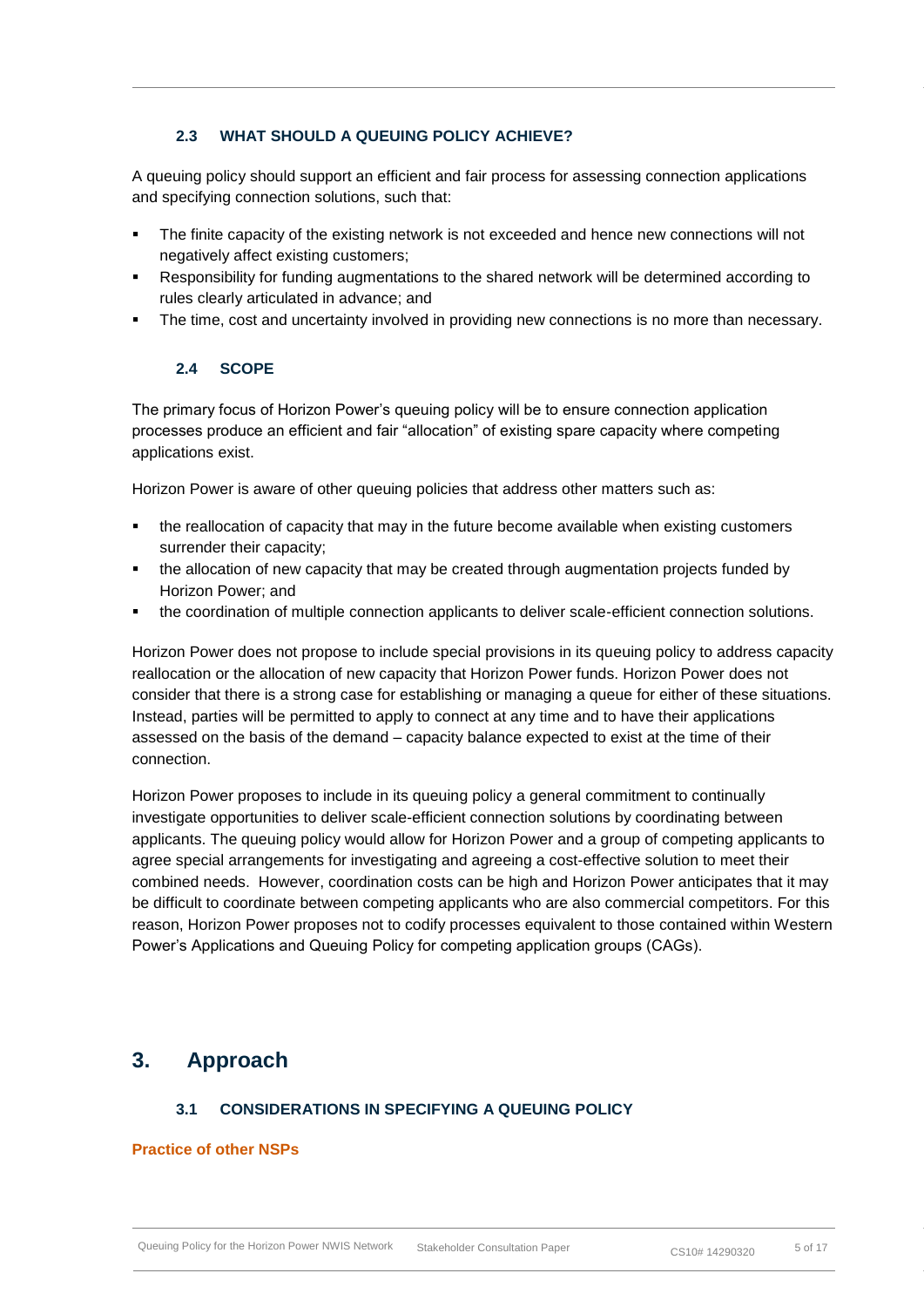### 2.3 WHAT SHOULD A QUEUING POLICY ACHIEVE?

A queuing policy should support an efficient and fair process for assessing connection applications and specifying connection solutions, such that:

- The finite capacity of the existing network is not exceeded and hence new connections will not negatively affect existing customers;
- Responsibility for funding augmentations to the shared network will be determined according to rules clearly articulated in advance; and
- The time, cost and uncertainty involved in providing new connections is no more than necessary.

### 2.4 SCOPE

The primary focus of Horizon Power's queuing policy will be to ensure connection application processes produce an efficient and fair "allocation" of existing spare capacity where competing applications exist.

Horizon Power is aware of other queuing policies that address other matters such as:

- the reallocation of capacity that may in the future become available when existing customers surrender their capacity;
- the allocation of new capacity that may be created through augmentation projects funded by Horizon Power; and
- the coordination of multiple connection applicants to deliver scale-efficient connection solutions.

Horizon Power does not propose to include special provisions in its queuing policy to address capacity reallocation or the allocation of new capacity that Horizon Power funds. Horizon Power does not consider that there is a strong case for establishing or managing a queue for either of these situations. Instead, parties will be permitted to apply to connect at any time and to have their applications assessed on the basis of the demand – capacity balance expected to exist at the time of their connection.

Horizon Power proposes to include in its queuing policy a general commitment to continually investigate opportunities to deliver scale-efficient connection solutions by coordinating between applicants. The queuing policy would allow for Horizon Power and a group of competing applicants to agree special arrangements for investigating and agreeing a cost-effective solution to meet their combined needs. However, coordination costs can be high and Horizon Power anticipates that it may be difficult to coordinate between competing applicants who are also commercial competitors. For this reason, Horizon Power proposes not to codify processes equivalent to those contained within Western Power's Applications and Queuing Policy for competing application groups (CAGs).

## 3. Approach

### 3.1 CONSIDERATIONS IN SPECIFYING A QUEUING POLICY

#### Practice of other NSPs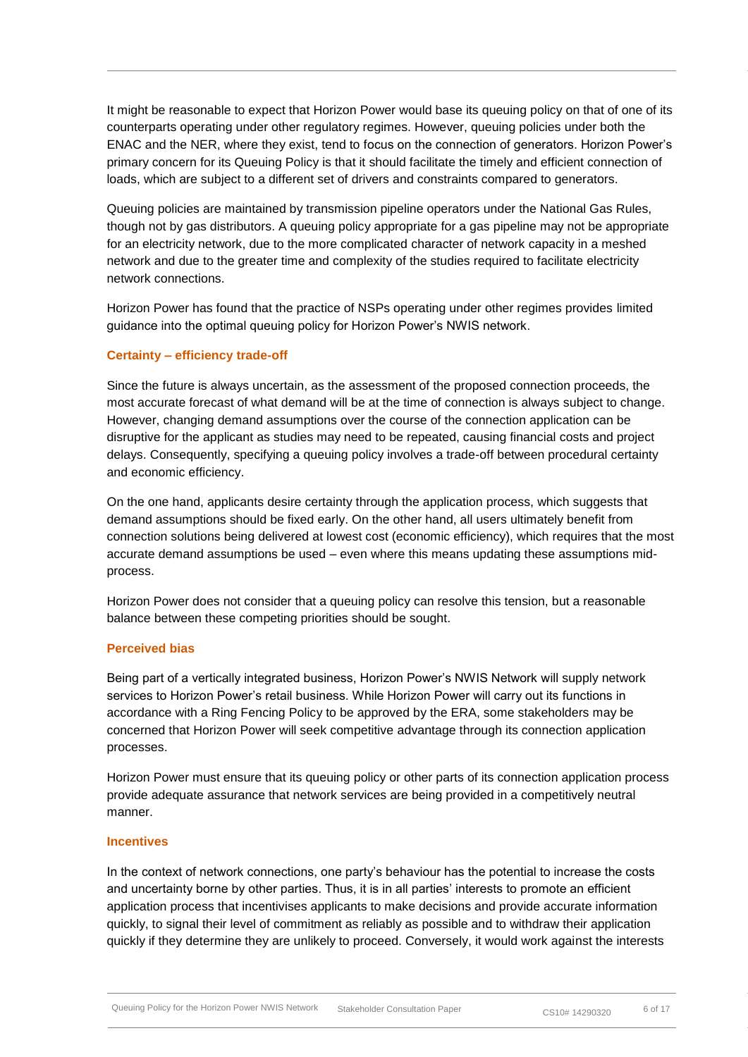It might be reasonable to expect that Horizon Power would base its queuing policy on that of one of its counterparts operating under other regulatory regimes. However, queuing policies under both the ENAC and the NER, where they exist, tend to focus on the connection of generators. Horizon Power's primary concern for its Queuing Policy is that it should facilitate the timely and efficient connection of loads, which are subject to a different set of drivers and constraints compared to generators.

Queuing policies are maintained by transmission pipeline operators under the National Gas Rules, though not by gas distributors. A queuing policy appropriate for a gas pipeline may not be appropriate for an electricity network, due to the more complicated character of network capacity in a meshed network and due to the greater time and complexity of the studies required to facilitate electricity network connections.

Horizon Power has found that the practice of NSPs operating under other regimes provides limited guidance into the optimal queuing policy for Horizon Power's NWIS network.

### Certainty – efficiency trade-off

Since the future is always uncertain, as the assessment of the proposed connection proceeds, the most accurate forecast of what demand will be at the time of connection is always subject to change. However, changing demand assumptions over the course of the connection application can be disruptive for the applicant as studies may need to be repeated, causing financial costs and project delays. Consequently, specifying a queuing policy involves a trade-off between procedural certainty and economic efficiency.

On the one hand, applicants desire certainty through the application process, which suggests that demand assumptions should be fixed early. On the other hand, all users ultimately benefit from connection solutions being delivered at lowest cost (economic efficiency), which requires that the most accurate demand assumptions be used – even where this means updating these assumptions mid-process.

Horizon Power does not consider that a queuing policy can resolve this tension, but a reasonable balance between these competing priorities should be sought.

### Perceived bias

Being part of a vertically integrated business, Horizon Power's NWIS Network will supply network services to Horizon Power's retail business. While Horizon Power will carry out its functions in accordance with a Ring Fencing Policy to be approved by the ERA, some stakeholders may be concerned that Horizon Power will seek competitive advantage through its connection application processes.

Horizon Power must ensure that its queuing policy or other parts of its connection application process provide adequate assurance that network services are being provided in a competitively neutral manner.

### Incentives

In the context of network connections, one party's behaviour has the potential to increase the costs and uncertainty borne by other parties. Thus, it is in all parties' interests to promote an efficient application process that incentivises applicants to make decisions and provide accurate information quickly, to signal their level of commitment as reliably as possible and to withdraw their application quickly if they determine they are unlikely to proceed. Conversely, it would work against the interests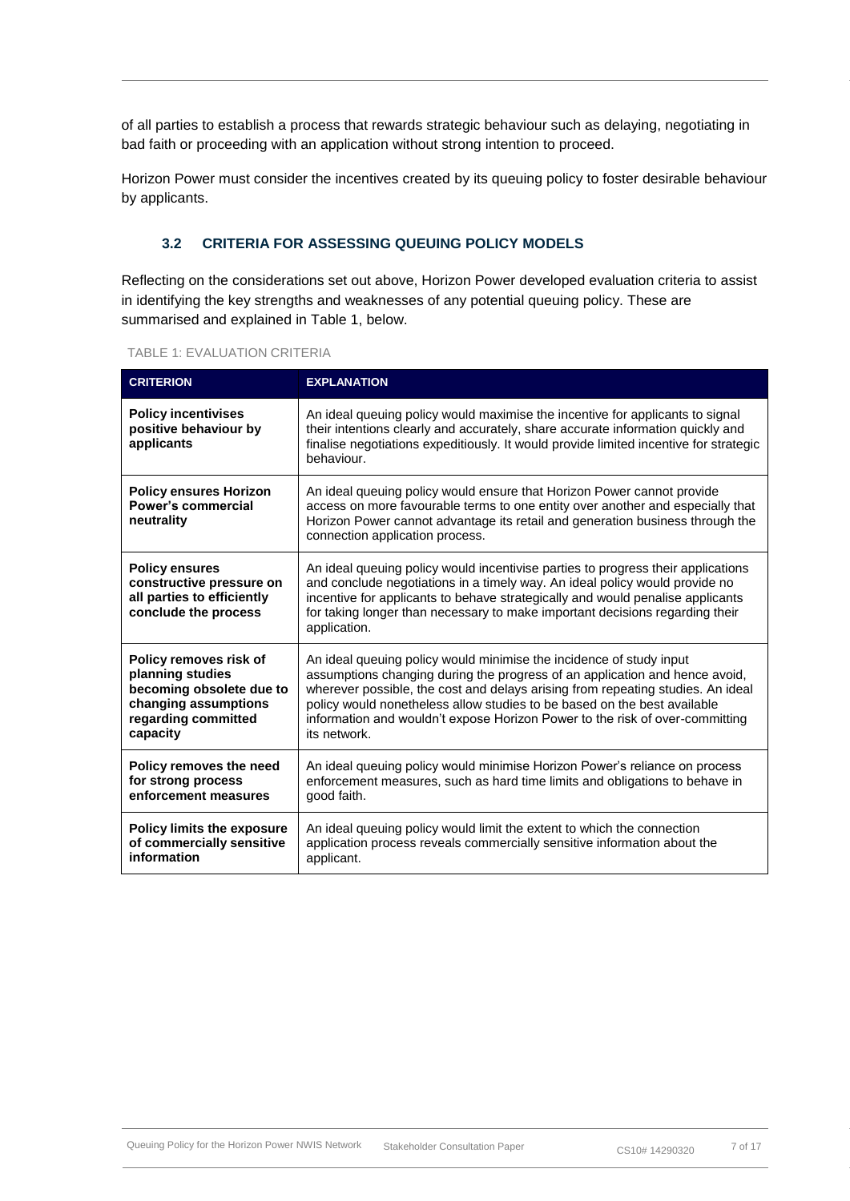of all parties to establish a process that rewards strategic behaviour such as delaying, negotiating in bad faith or proceeding with an application without strong intention to proceed.

Horizon Power must consider the incentives created by its queuing policy to foster desirable behaviour by applicants.

### 3.2 CRITERIA FOR ASSESSING QUEUING POLICY MODELS

Reflecting on the considerations set out above, Horizon Power developed evaluation criteria to assist in identifying the key strengths and weaknesses of any potential queuing policy. These are summarised and explained in Table 1, below.

TABLE 1: EVALUATION CRITERIA

| CRITERION | EXPLANATION |
|---|---|
| **Policy incentivises positive behaviour by applicants** | An ideal queuing policy would maximise the incentive for applicants to signal their intentions clearly and accurately, share accurate information quickly and finalise negotiations expeditiously. It would provide limited incentive for strategic behaviour. |
| **Policy ensures Horizon Power's commercial neutrality** | An ideal queuing policy would ensure that Horizon Power cannot provide access on more favourable terms to one entity over another and especially that Horizon Power cannot advantage its retail and generation business through the connection application process. |
| **Policy ensures constructive pressure on all parties to efficiently conclude the process** | An ideal queuing policy would incentivise parties to progress their applications and conclude negotiations in a timely way. An ideal policy would provide no incentive for applicants to behave strategically and would penalise applicants for taking longer than necessary to make important decisions regarding their application. |
| **Policy removes risk of planning studies becoming obsolete due to changing assumptions regarding committed capacity** | An ideal queuing policy would minimise the incidence of study input assumptions changing during the progress of an application and hence avoid, wherever possible, the cost and delays arising from repeating studies. An ideal policy would nonetheless allow studies to be based on the best available information and wouldn't expose Horizon Power to the risk of over-committing its network. |
| **Policy removes the need for strong process enforcement measures** | An ideal queuing policy would minimise Horizon Power's reliance on process enforcement measures, such as hard time limits and obligations to behave in good faith. |
| **Policy limits the exposure of commercially sensitive information** | An ideal queuing policy would limit the extent to which the connection application process reveals commercially sensitive information about the applicant. |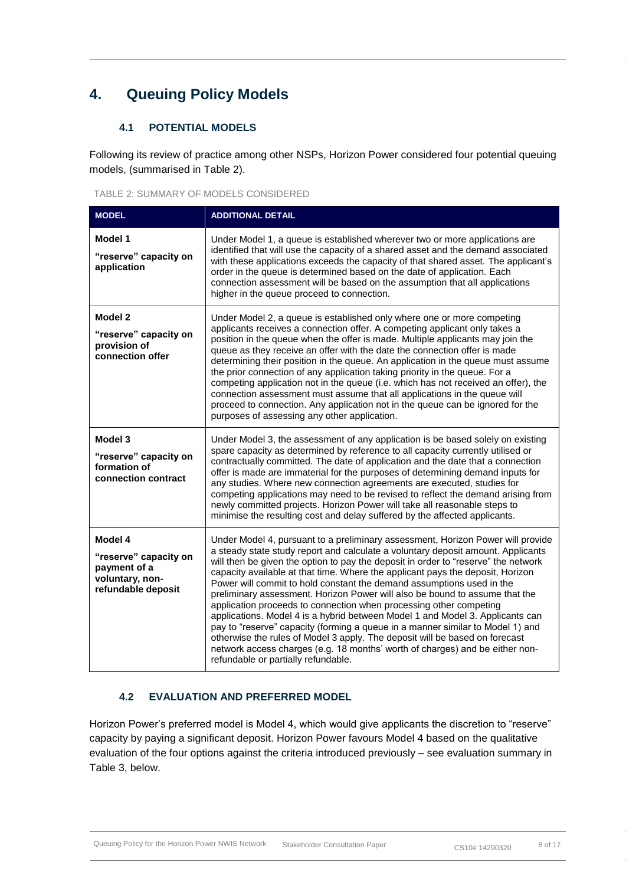# 4. Queuing Policy Models

## 4.1 POTENTIAL MODELS

Following its review of practice among other NSPs, Horizon Power considered four potential queuing models, (summarised in Table 2).

TABLE 2: SUMMARY OF MODELS CONSIDERED

| MODEL | ADDITIONAL DETAIL |
|---|---|
| **Model 1**<br>**"reserve" capacity on application** | Under Model 1, a queue is established wherever two or more applications are identified that will use the capacity of a shared asset and the demand associated with these applications exceeds the capacity of that shared asset. The applicant's order in the queue is determined based on the date of application. Each connection assessment will be based on the assumption that all applications higher in the queue proceed to connection. |
| **Model 2**<br>**"reserve" capacity on provision of connection offer** | Under Model 2, a queue is established only where one or more competing applicants receives a connection offer. A competing applicant only takes a position in the queue when the offer is made. Multiple applicants may join the queue as they receive an offer with the date the connection offer is made determining their position in the queue. An application in the queue must assume the prior connection of any application taking priority in the queue. For a competing application not in the queue (i.e. which has not received an offer), the connection assessment must assume that all applications in the queue will proceed to connection. Any application not in the queue can be ignored for the purposes of assessing any other application. |
| **Model 3**<br>**"reserve" capacity on formation of connection contract** | Under Model 3, the assessment of any application is be based solely on existing spare capacity as determined by reference to all capacity currently utilised or contractually committed. The date of application and the date that a connection offer is made are immaterial for the purposes of determining demand inputs for any studies. Where new connection agreements are executed, studies for competing applications may need to be revised to reflect the demand arising from newly committed projects. Horizon Power will take all reasonable steps to minimise the resulting cost and delay suffered by the affected applicants. |
| **Model 4**<br>**"reserve" capacity on payment of a voluntary, non-refundable deposit** | Under Model 4, pursuant to a preliminary assessment, Horizon Power will provide a steady state study report and calculate a voluntary deposit amount. Applicants will then be given the option to pay the deposit in order to "reserve" the network capacity available at that time. Where the applicant pays the deposit, Horizon Power will commit to hold constant the demand assumptions used in the preliminary assessment. Horizon Power will also be bound to assume that the application proceeds to connection when processing other competing applications. Model 4 is a hybrid between Model 1 and Model 3. Applicants can pay to "reserve" capacity (forming a queue in a manner similar to Model 1) and otherwise the rules of Model 3 apply. The deposit will be based on forecast network access charges (e.g. 18 months' worth of charges) and be either non-refundable or partially refundable. |

## 4.2 EVALUATION AND PREFERRED MODEL

Horizon Power's preferred model is Model 4, which would give applicants the discretion to "reserve" capacity by paying a significant deposit. Horizon Power favours Model 4 based on the qualitative evaluation of the four options against the criteria introduced previously – see evaluation summary in Table 3, below.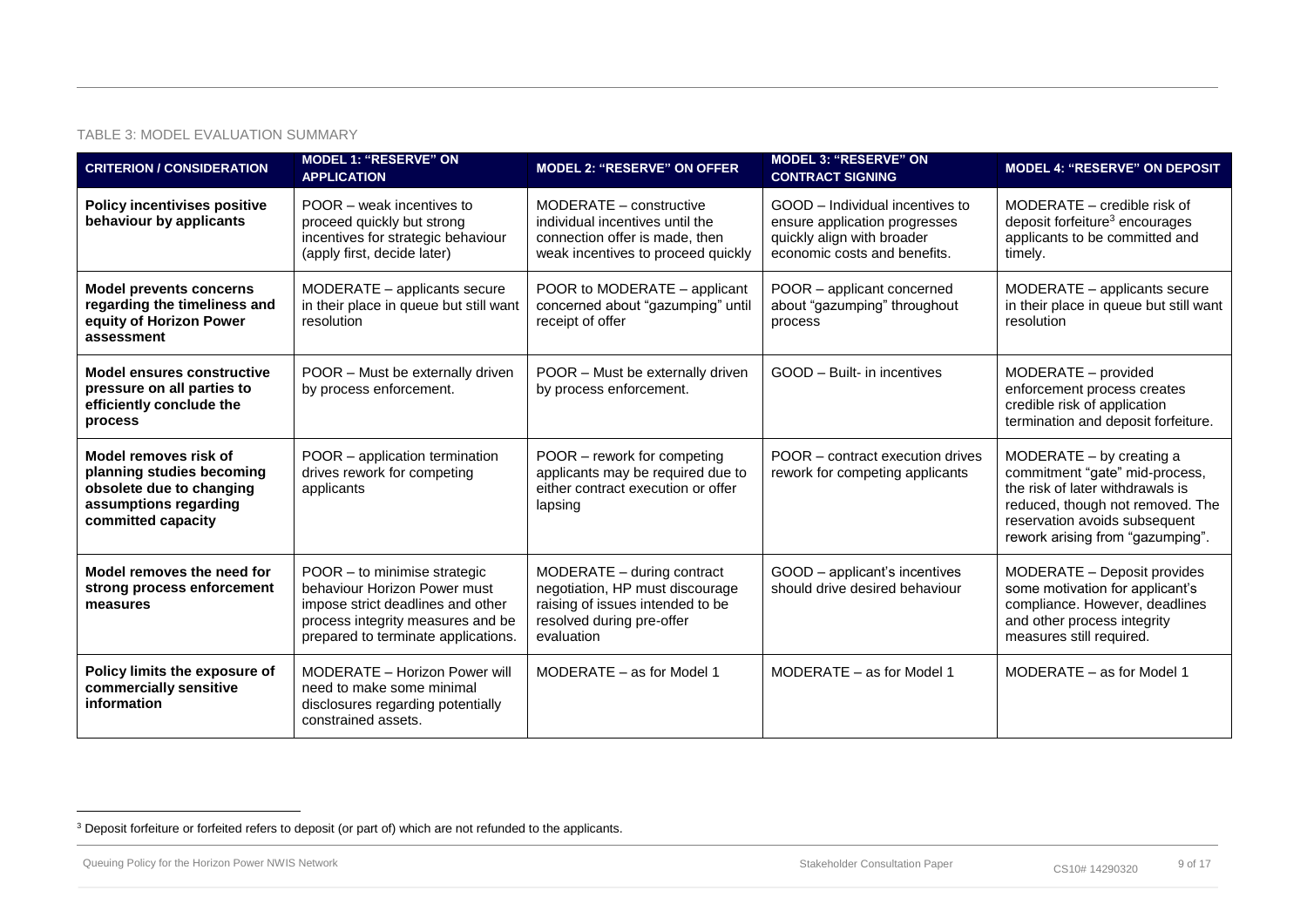TABLE 3: MODEL EVALUATION SUMMARY

| CRITERION / CONSIDERATION | MODEL 1: "RESERVE" ON APPLICATION | MODEL 2: "RESERVE" ON OFFER | MODEL 3: "RESERVE" ON CONTRACT SIGNING | MODEL 4: "RESERVE" ON DEPOSIT |
|---|---|---|---|---|
| **Policy incentivises positive behaviour by applicants** | POOR – weak incentives to proceed quickly but strong incentives for strategic behaviour (apply first, decide later) | MODERATE – constructive individual incentives until the connection offer is made, then weak incentives to proceed quickly | GOOD – Individual incentives to ensure application progresses quickly align with broader economic costs and benefits. | MODERATE – credible risk of deposit forfeiture[3] encourages applicants to be committed and timely. |
| **Model prevents concerns regarding the timeliness and equity of Horizon Power assessment** | MODERATE – applicants secure in their place in queue but still want resolution | POOR to MODERATE – applicant concerned about "gazumping" until receipt of offer | POOR – applicant concerned about "gazumping" throughout process | MODERATE – applicants secure in their place in queue but still want resolution |
| **Model ensures constructive pressure on all parties to efficiently conclude the process** | POOR – Must be externally driven by process enforcement. | POOR – Must be externally driven by process enforcement. | GOOD – Built- in incentives | MODERATE – provided enforcement process creates credible risk of application termination and deposit forfeiture. |
| **Model removes risk of planning studies becoming obsolete due to changing assumptions regarding committed capacity** | POOR – application termination drives rework for competing applicants | POOR – rework for competing applicants may be required due to either contract execution or offer lapsing | POOR – contract execution drives rework for competing applicants | MODERATE – by creating a commitment "gate" mid-process, the risk of later withdrawals is reduced, though not removed. The reservation avoids subsequent rework arising from "gazumping". |
| **Model removes the need for strong process enforcement measures** | POOR – to minimise strategic behaviour Horizon Power must impose strict deadlines and other process integrity measures and be prepared to terminate applications. | MODERATE – during contract negotiation, HP must discourage raising of issues intended to be resolved during pre-offer evaluation | GOOD – applicant's incentives should drive desired behaviour | MODERATE – Deposit provides some motivation for applicant's compliance. However, deadlines and other process integrity measures still required. |
| **Policy limits the exposure of commercially sensitive information** | MODERATE – Horizon Power will need to make some minimal disclosures regarding potentially constrained assets. | MODERATE – as for Model 1 | MODERATE – as for Model 1 | MODERATE – as for Model 1 |

[3] Deposit forfeiture or forfeited refers to deposit (or part of) which are not refunded to the applicants.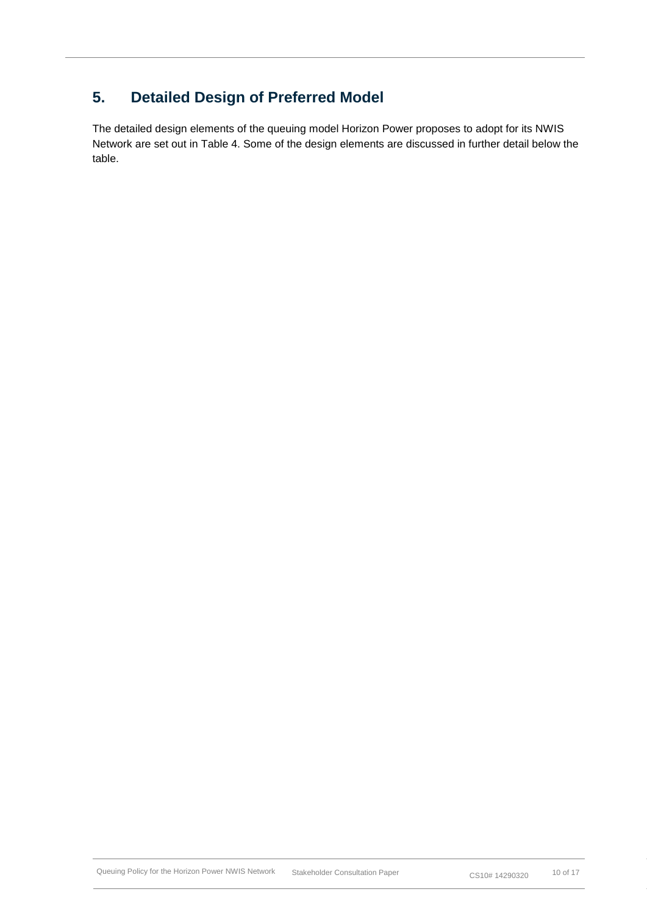# 5. Detailed Design of Preferred Model

The detailed design elements of the queuing model Horizon Power proposes to adopt for its NWIS Network are set out in Table 4. Some of the design elements are discussed in further detail below the table.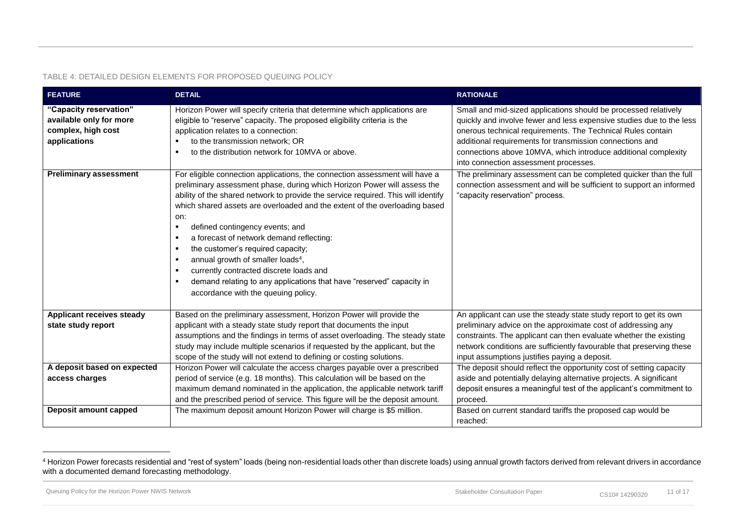TABLE 4: DETAILED DESIGN ELEMENTS FOR PROPOSED QUEUING POLICY

| FEATURE | DETAIL | RATIONALE |
|---|---|---|
| **"Capacity reservation" available only for more complex, high cost applications** | Horizon Power will specify criteria that determine which applications are eligible to "reserve" capacity. The proposed eligibility criteria is the application relates to a connection:<br>▪ to the transmission network; OR<br>▪ to the distribution network for 10MVA or above. | Small and mid-sized applications should be processed relatively quickly and involve fewer and less expensive studies due to the less onerous technical requirements. The Technical Rules contain additional requirements for transmission connections and connections above 10MVA, which introduce additional complexity into connection assessment processes. |
| **Preliminary assessment** | For eligible connection applications, the connection assessment will have a preliminary assessment phase, during which Horizon Power will assess the ability of the shared network to provide the service required. This will identify which shared assets are overloaded and the extent of the overloading based on:<br>▪ defined contingency events; and<br>▪ a forecast of network demand reflecting:<br>▪ the customer's required capacity;<br>▪ annual growth of smaller loads[4],<br>▪ currently contracted discrete loads and<br>▪ demand relating to any applications that have "reserved" capacity in accordance with the queuing policy. | The preliminary assessment can be completed quicker than the full connection assessment and will be sufficient to support an informed "capacity reservation" process. |
| **Applicant receives steady state study report** | Based on the preliminary assessment, Horizon Power will provide the applicant with a steady state study report that documents the input assumptions and the findings in terms of asset overloading. The steady state study may include multiple scenarios if requested by the applicant, but the scope of the study will not extend to defining or costing solutions. | An applicant can use the steady state study report to get its own preliminary advice on the approximate cost of addressing any constraints. The applicant can then evaluate whether the existing network conditions are sufficiently favourable that preserving these input assumptions justifies paying a deposit. |
| **A deposit based on expected access charges** | Horizon Power will calculate the access charges payable over a prescribed period of service (e.g. 18 months). This calculation will be based on the maximum demand nominated in the application, the applicable network tariff and the prescribed period of service. This figure will be the deposit amount. | The deposit should reflect the opportunity cost of setting capacity aside and potentially delaying alternative projects. A significant deposit ensures a meaningful test of the applicant's commitment to proceed. |
| **Deposit amount capped** | The maximum deposit amount Horizon Power will charge is $5 million. | Based on current standard tariffs the proposed cap would be reached: |

[4] Horizon Power forecasts residential and "rest of system" loads (being non-residential loads other than discrete loads) using annual growth factors derived from relevant drivers in accordance with a documented demand forecasting methodology.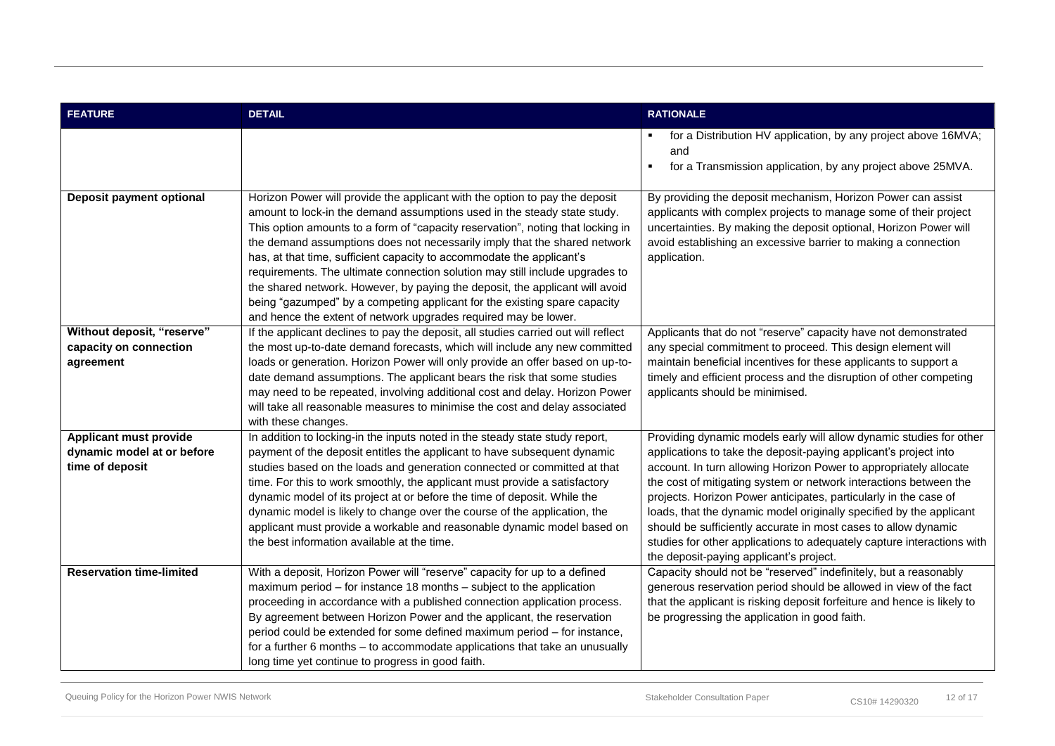| FEATURE | DETAIL | RATIONALE |
|---|---|---|
| | | ▪ for a Distribution HV application, by any project above 16MVA; and<br>▪ for a Transmission application, by any project above 25MVA. |
| **Deposit payment optional** | Horizon Power will provide the applicant with the option to pay the deposit amount to lock-in the demand assumptions used in the steady state study. This option amounts to a form of "capacity reservation", noting that locking in the demand assumptions does not necessarily imply that the shared network has, at that time, sufficient capacity to accommodate the applicant's requirements. The ultimate connection solution may still include upgrades to the shared network. However, by paying the deposit, the applicant will avoid being "gazumped" by a competing applicant for the existing spare capacity and hence the extent of network upgrades required may be lower. | By providing the deposit mechanism, Horizon Power can assist applicants with complex projects to manage some of their project uncertainties. By making the deposit optional, Horizon Power will avoid establishing an excessive barrier to making a connection application. |
| **Without deposit, "reserve" capacity on connection agreement** | If the applicant declines to pay the deposit, all studies carried out will reflect the most up-to-date demand forecasts, which will include any new committed loads or generation. Horizon Power will only provide an offer based on up-to-date demand assumptions. The applicant bears the risk that some studies may need to be repeated, involving additional cost and delay. Horizon Power will take all reasonable measures to minimise the cost and delay associated with these changes. | Applicants that do not "reserve" capacity have not demonstrated any special commitment to proceed. This design element will maintain beneficial incentives for these applicants to support a timely and efficient process and the disruption of other competing applicants should be minimised. |
| **Applicant must provide dynamic model at or before time of deposit** | In addition to locking-in the inputs noted in the steady state study report, payment of the deposit entitles the applicant to have subsequent dynamic studies based on the loads and generation connected or committed at that time. For this to work smoothly, the applicant must provide a satisfactory dynamic model of its project at or before the time of deposit. While the dynamic model is likely to change over the course of the application, the applicant must provide a workable and reasonable dynamic model based on the best information available at the time. | Providing dynamic models early will allow dynamic studies for other applications to take the deposit-paying applicant's project into account. In turn allowing Horizon Power to appropriately allocate the cost of mitigating system or network interactions between the projects. Horizon Power anticipates, particularly in the case of loads, that the dynamic model originally specified by the applicant should be sufficiently accurate in most cases to allow dynamic studies for other applications to adequately capture interactions with the deposit-paying applicant's project. |
| **Reservation time-limited** | With a deposit, Horizon Power will "reserve" capacity for up to a defined maximum period – for instance 18 months – subject to the application proceeding in accordance with a published connection application process. By agreement between Horizon Power and the applicant, the reservation period could be extended for some defined maximum period – for instance, for a further 6 months – to accommodate applications that take an unusually long time yet continue to progress in good faith. | Capacity should not be "reserved" indefinitely, but a reasonably generous reservation period should be allowed in view of the fact that the applicant is risking deposit forfeiture and hence is likely to be progressing the application in good faith. |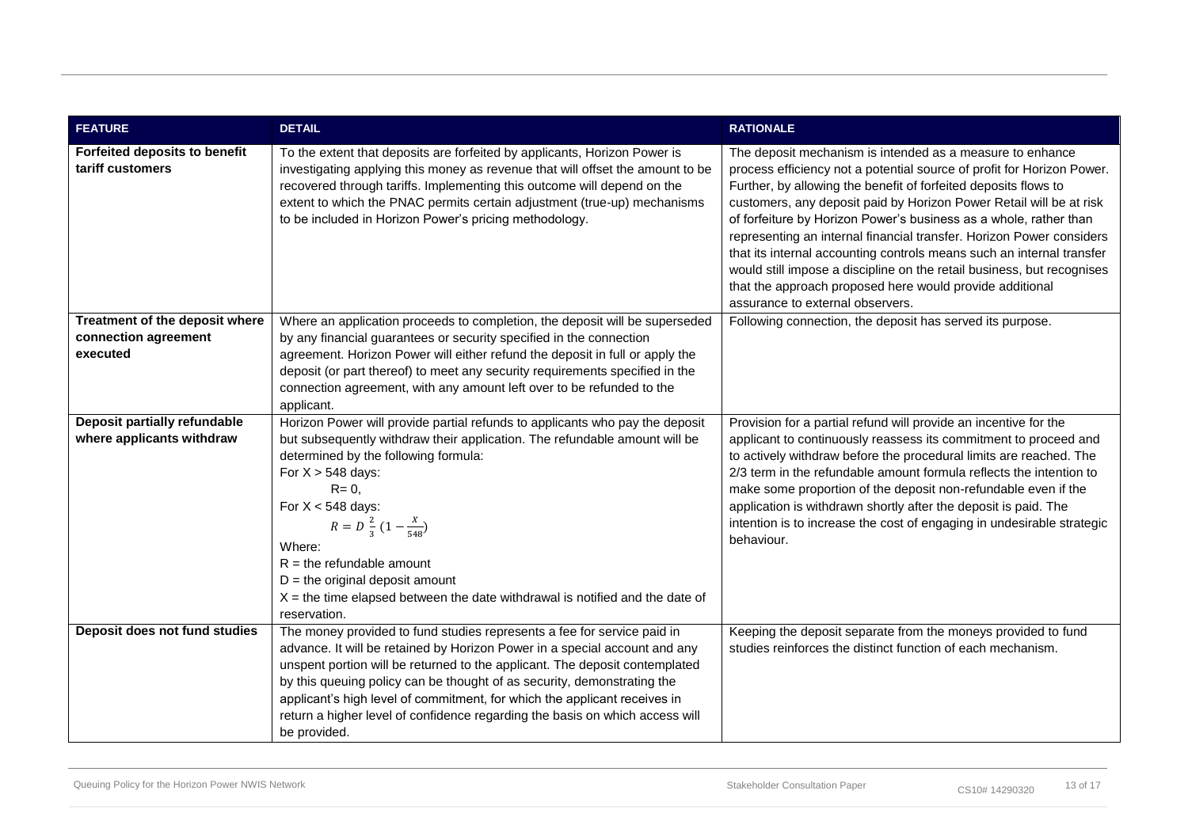| FEATURE | DETAIL | RATIONALE |
|---|---|---|
| **Forfeited deposits to benefit tariff customers** | To the extent that deposits are forfeited by applicants, Horizon Power is investigating applying this money as revenue that will offset the amount to be recovered through tariffs. Implementing this outcome will depend on the extent to which the PNAC permits certain adjustment (true-up) mechanisms to be included in Horizon Power's pricing methodology. | The deposit mechanism is intended as a measure to enhance process efficiency not a potential source of profit for Horizon Power. Further, by allowing the benefit of forfeited deposits flows to customers, any deposit paid by Horizon Power Retail will be at risk of forfeiture by Horizon Power's business as a whole, rather than representing an internal financial transfer. Horizon Power considers that its internal accounting controls means such an internal transfer would still impose a discipline on the retail business, but recognises that the approach proposed here would provide additional assurance to external observers. |
| **Treatment of the deposit where connection agreement executed** | Where an application proceeds to completion, the deposit will be superseded by any financial guarantees or security specified in the connection agreement. Horizon Power will either refund the deposit in full or apply the deposit (or part thereof) to meet any security requirements specified in the connection agreement, with any amount left over to be refunded to the applicant. | Following connection, the deposit has served its purpose. |
| **Deposit partially refundable where applicants withdraw** | Horizon Power will provide partial refunds to applicants who pay the deposit but subsequently withdraw their application. The refundable amount will be determined by the following formula:<br>For $X > 548$ days:<br>$R = 0$,<br>For $X < 548$ days:<br>$R = D \frac{2}{3} \left(1 - \frac{X}{548}\right)$<br>Where:<br>$R$ = the refundable amount<br>$D$ = the original deposit amount<br>$X$ = the time elapsed between the date withdrawal is notified and the date of reservation. | Provision for a partial refund will provide an incentive for the applicant to continuously reassess its commitment to proceed and to actively withdraw before the procedural limits are reached. The 2/3 term in the refundable amount formula reflects the intention to make some proportion of the deposit non-refundable even if the application is withdrawn shortly after the deposit is paid. The intention is to increase the cost of engaging in undesirable strategic behaviour. |
| **Deposit does not fund studies** | The money provided to fund studies represents a fee for service paid in advance. It will be retained by Horizon Power in a special account and any unspent portion will be returned to the applicant. The deposit contemplated by this queuing policy can be thought of as security, demonstrating the applicant's high level of commitment, for which the applicant receives in return a higher level of confidence regarding the basis on which access will be provided. | Keeping the deposit separate from the moneys provided to fund studies reinforces the distinct function of each mechanism. |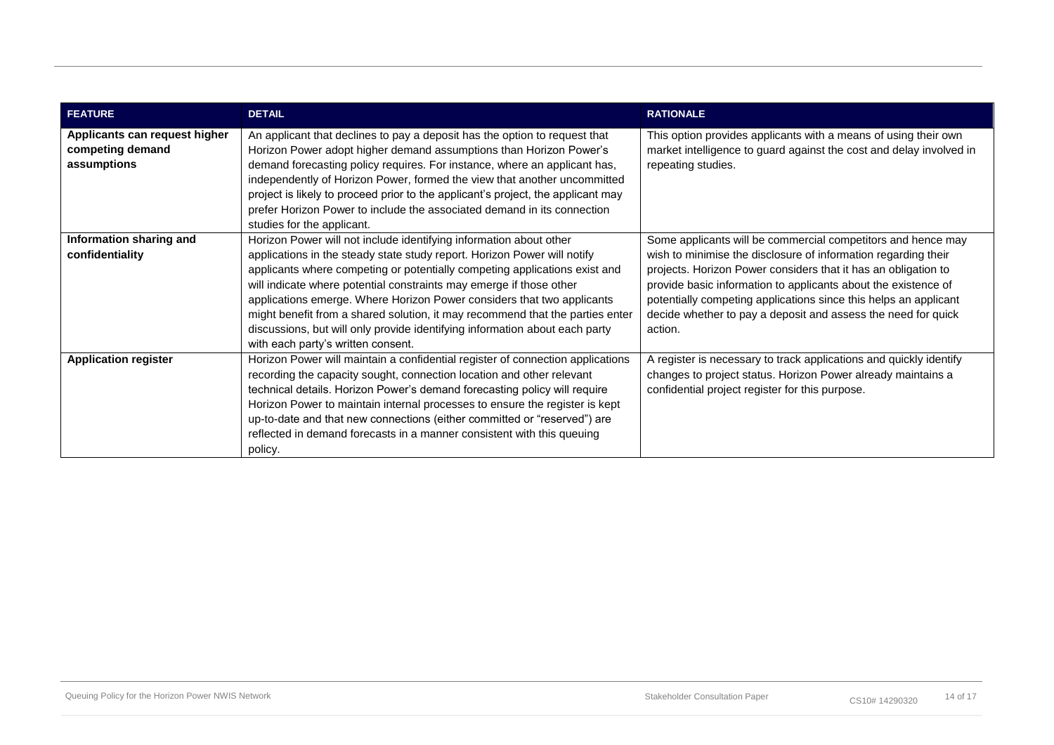| FEATURE | DETAIL | RATIONALE |
| --- | --- | --- |
| **Applicants can request higher competing demand assumptions** | An applicant that declines to pay a deposit has the option to request that Horizon Power adopt higher demand assumptions than Horizon Power's demand forecasting policy requires. For instance, where an applicant has, independently of Horizon Power, formed the view that another uncommitted project is likely to proceed prior to the applicant's project, the applicant may prefer Horizon Power to include the associated demand in its connection studies for the applicant. | This option provides applicants with a means of using their own market intelligence to guard against the cost and delay involved in repeating studies. |
| **Information sharing and confidentiality** | Horizon Power will not include identifying information about other applications in the steady state study report. Horizon Power will notify applicants where competing or potentially competing applications exist and will indicate where potential constraints may emerge if those other applications emerge. Where Horizon Power considers that two applicants might benefit from a shared solution, it may recommend that the parties enter discussions, but will only provide identifying information about each party with each party's written consent. | Some applicants will be commercial competitors and hence may wish to minimise the disclosure of information regarding their projects. Horizon Power considers that it has an obligation to provide basic information to applicants about the existence of potentially competing applications since this helps an applicant decide whether to pay a deposit and assess the need for quick action. |
| **Application register** | Horizon Power will maintain a confidential register of connection applications recording the capacity sought, connection location and other relevant technical details. Horizon Power's demand forecasting policy will require Horizon Power to maintain internal processes to ensure the register is kept up-to-date and that new connections (either committed or "reserved") are reflected in demand forecasts in a manner consistent with this queuing policy. | A register is necessary to track applications and quickly identify changes to project status. Horizon Power already maintains a confidential project register for this purpose. |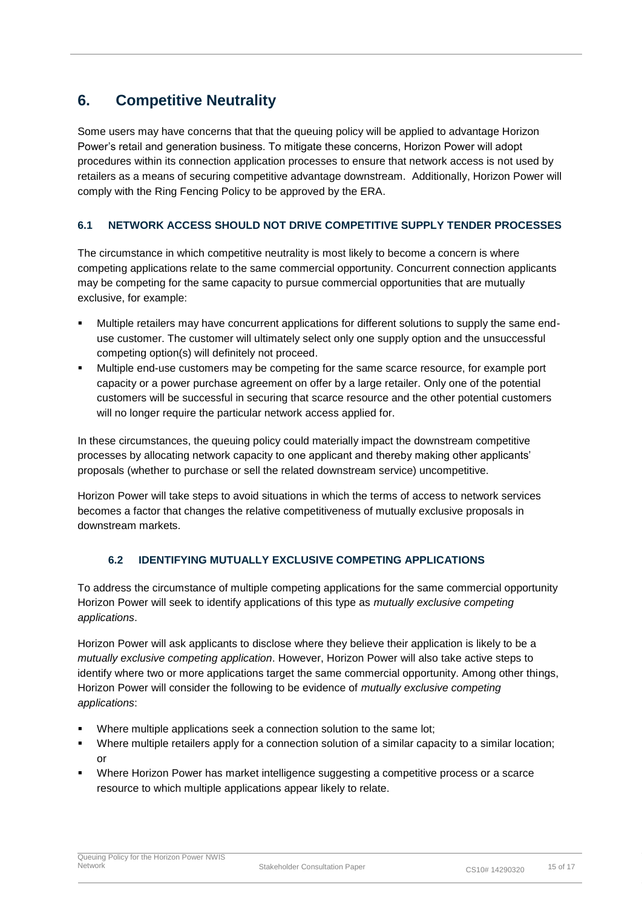# 6. Competitive Neutrality

Some users may have concerns that that the queuing policy will be applied to advantage Horizon Power's retail and generation business. To mitigate these concerns, Horizon Power will adopt procedures within its connection application processes to ensure that network access is not used by retailers as a means of securing competitive advantage downstream. Additionally, Horizon Power will comply with the Ring Fencing Policy to be approved by the ERA.

## 6.1 NETWORK ACCESS SHOULD NOT DRIVE COMPETITIVE SUPPLY TENDER PROCESSES

The circumstance in which competitive neutrality is most likely to become a concern is where competing applications relate to the same commercial opportunity. Concurrent connection applicants may be competing for the same capacity to pursue commercial opportunities that are mutually exclusive, for example:

- Multiple retailers may have concurrent applications for different solutions to supply the same end-use customer. The customer will ultimately select only one supply option and the unsuccessful competing option(s) will definitely not proceed.
- Multiple end-use customers may be competing for the same scarce resource, for example port capacity or a power purchase agreement on offer by a large retailer. Only one of the potential customers will be successful in securing that scarce resource and the other potential customers will no longer require the particular network access applied for.

In these circumstances, the queuing policy could materially impact the downstream competitive processes by allocating network capacity to one applicant and thereby making other applicants' proposals (whether to purchase or sell the related downstream service) uncompetitive.

Horizon Power will take steps to avoid situations in which the terms of access to network services becomes a factor that changes the relative competitiveness of mutually exclusive proposals in downstream markets.

## 6.2 IDENTIFYING MUTUALLY EXCLUSIVE COMPETING APPLICATIONS

To address the circumstance of multiple competing applications for the same commercial opportunity Horizon Power will seek to identify applications of this type as *mutually exclusive competing applications*.

Horizon Power will ask applicants to disclose where they believe their application is likely to be a *mutually exclusive competing application*. However, Horizon Power will also take active steps to identify where two or more applications target the same commercial opportunity. Among other things, Horizon Power will consider the following to be evidence of *mutually exclusive competing applications*:

- Where multiple applications seek a connection solution to the same lot;
- Where multiple retailers apply for a connection solution of a similar capacity to a similar location; or
- Where Horizon Power has market intelligence suggesting a competitive process or a scarce resource to which multiple applications appear likely to relate.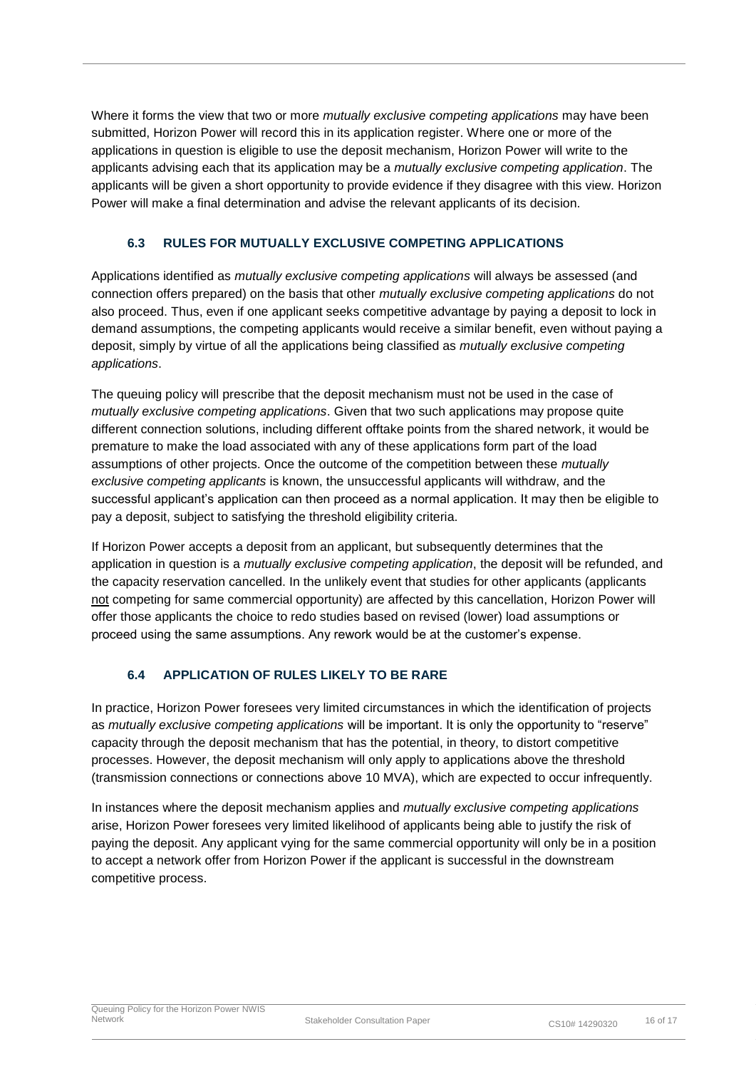Where it forms the view that two or more *mutually exclusive competing applications* may have been submitted, Horizon Power will record this in its application register. Where one or more of the applications in question is eligible to use the deposit mechanism, Horizon Power will write to the applicants advising each that its application may be a *mutually exclusive competing application*. The applicants will be given a short opportunity to provide evidence if they disagree with this view. Horizon Power will make a final determination and advise the relevant applicants of its decision.

### 6.3 RULES FOR MUTUALLY EXCLUSIVE COMPETING APPLICATIONS

Applications identified as *mutually exclusive competing applications* will always be assessed (and connection offers prepared) on the basis that other *mutually exclusive competing applications* do not also proceed. Thus, even if one applicant seeks competitive advantage by paying a deposit to lock in demand assumptions, the competing applicants would receive a similar benefit, even without paying a deposit, simply by virtue of all the applications being classified as *mutually exclusive competing applications*.

The queuing policy will prescribe that the deposit mechanism must not be used in the case of *mutually exclusive competing applications*. Given that two such applications may propose quite different connection solutions, including different offtake points from the shared network, it would be premature to make the load associated with any of these applications form part of the load assumptions of other projects. Once the outcome of the competition between these *mutually exclusive competing applicants* is known, the unsuccessful applicants will withdraw, and the successful applicant's application can then proceed as a normal application. It may then be eligible to pay a deposit, subject to satisfying the threshold eligibility criteria.

If Horizon Power accepts a deposit from an applicant, but subsequently determines that the application in question is a *mutually exclusive competing application*, the deposit will be refunded, and the capacity reservation cancelled. In the unlikely event that studies for other applicants (applicants not competing for same commercial opportunity) are affected by this cancellation, Horizon Power will offer those applicants the choice to redo studies based on revised (lower) load assumptions or proceed using the same assumptions. Any rework would be at the customer's expense.

### 6.4 APPLICATION OF RULES LIKELY TO BE RARE

In practice, Horizon Power foresees very limited circumstances in which the identification of projects as *mutually exclusive competing applications* will be important. It is only the opportunity to "reserve" capacity through the deposit mechanism that has the potential, in theory, to distort competitive processes. However, the deposit mechanism will only apply to applications above the threshold (transmission connections or connections above 10 MVA), which are expected to occur infrequently.

In instances where the deposit mechanism applies and *mutually exclusive competing applications* arise, Horizon Power foresees very limited likelihood of applicants being able to justify the risk of paying the deposit. Any applicant vying for the same commercial opportunity will only be in a position to accept a network offer from Horizon Power if the applicant is successful in the downstream competitive process.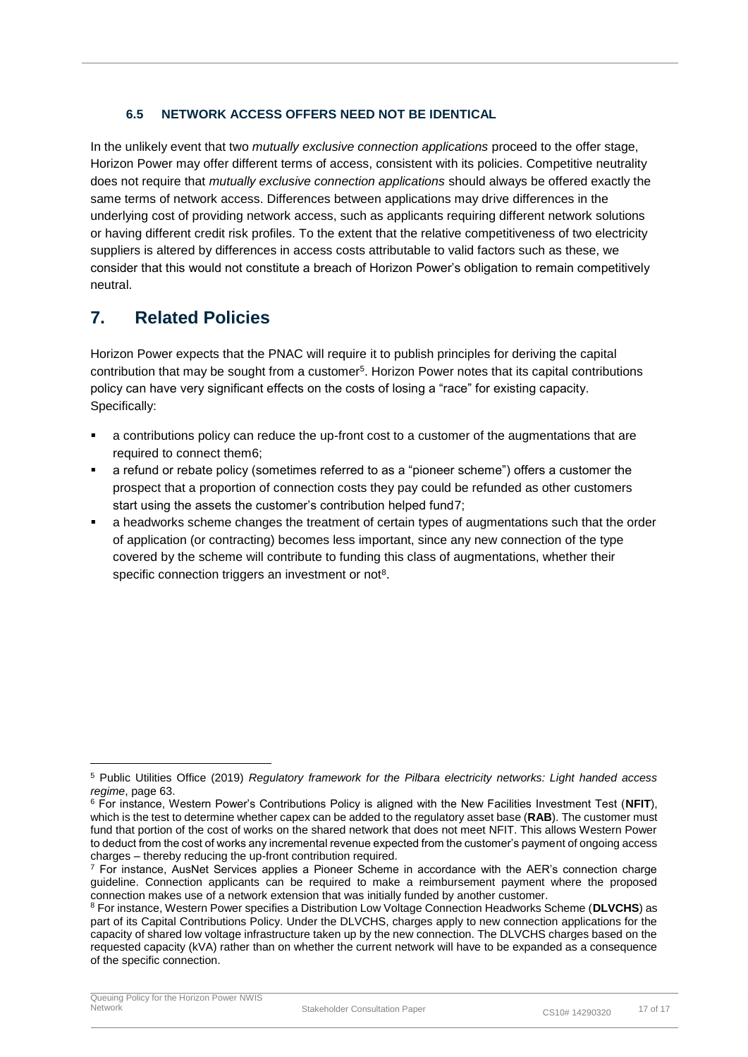### 6.5 NETWORK ACCESS OFFERS NEED NOT BE IDENTICAL

In the unlikely event that two *mutually exclusive connection applications* proceed to the offer stage, Horizon Power may offer different terms of access, consistent with its policies. Competitive neutrality does not require that *mutually exclusive connection applications* should always be offered exactly the same terms of network access. Differences between applications may drive differences in the underlying cost of providing network access, such as applicants requiring different network solutions or having different credit risk profiles. To the extent that the relative competitiveness of two electricity suppliers is altered by differences in access costs attributable to valid factors such as these, we consider that this would not constitute a breach of Horizon Power's obligation to remain competitively neutral.

## 7. Related Policies

Horizon Power expects that the PNAC will require it to publish principles for deriving the capital contribution that may be sought from a customer[5]. Horizon Power notes that its capital contributions policy can have very significant effects on the costs of losing a "race" for existing capacity. Specifically:

- a contributions policy can reduce the up-front cost to a customer of the augmentations that are required to connect them6;
- a refund or rebate policy (sometimes referred to as a "pioneer scheme") offers a customer the prospect that a proportion of connection costs they pay could be refunded as other customers start using the assets the customer's contribution helped fund7;
- a headworks scheme changes the treatment of certain types of augmentations such that the order of application (or contracting) becomes less important, since any new connection of the type covered by the scheme will contribute to funding this class of augmentations, whether their specific connection triggers an investment or not[8].

---

[5] Public Utilities Office (2019) *Regulatory framework for the Pilbara electricity networks: Light handed access regime*, page 63.

[6] For instance, Western Power's Contributions Policy is aligned with the New Facilities Investment Test (**NFIT**), which is the test to determine whether capex can be added to the regulatory asset base (**RAB**). The customer must fund that portion of the cost of works on the shared network that does not meet NFIT. This allows Western Power to deduct from the cost of works any incremental revenue expected from the customer's payment of ongoing access charges – thereby reducing the up-front contribution required.

[7] For instance, AusNet Services applies a Pioneer Scheme in accordance with the AER's connection charge guideline. Connection applicants can be required to make a reimbursement payment where the proposed connection makes use of a network extension that was initially funded by another customer.

[8] For instance, Western Power specifies a Distribution Low Voltage Connection Headworks Scheme (**DLVCHS**) as part of its Capital Contributions Policy. Under the DLVCHS, charges apply to new connection applications for the capacity of shared low voltage infrastructure taken up by the new connection. The DLVCHS charges based on the requested capacity (kVA) rather than on whether the current network will have to be expanded as a consequence of the specific connection.